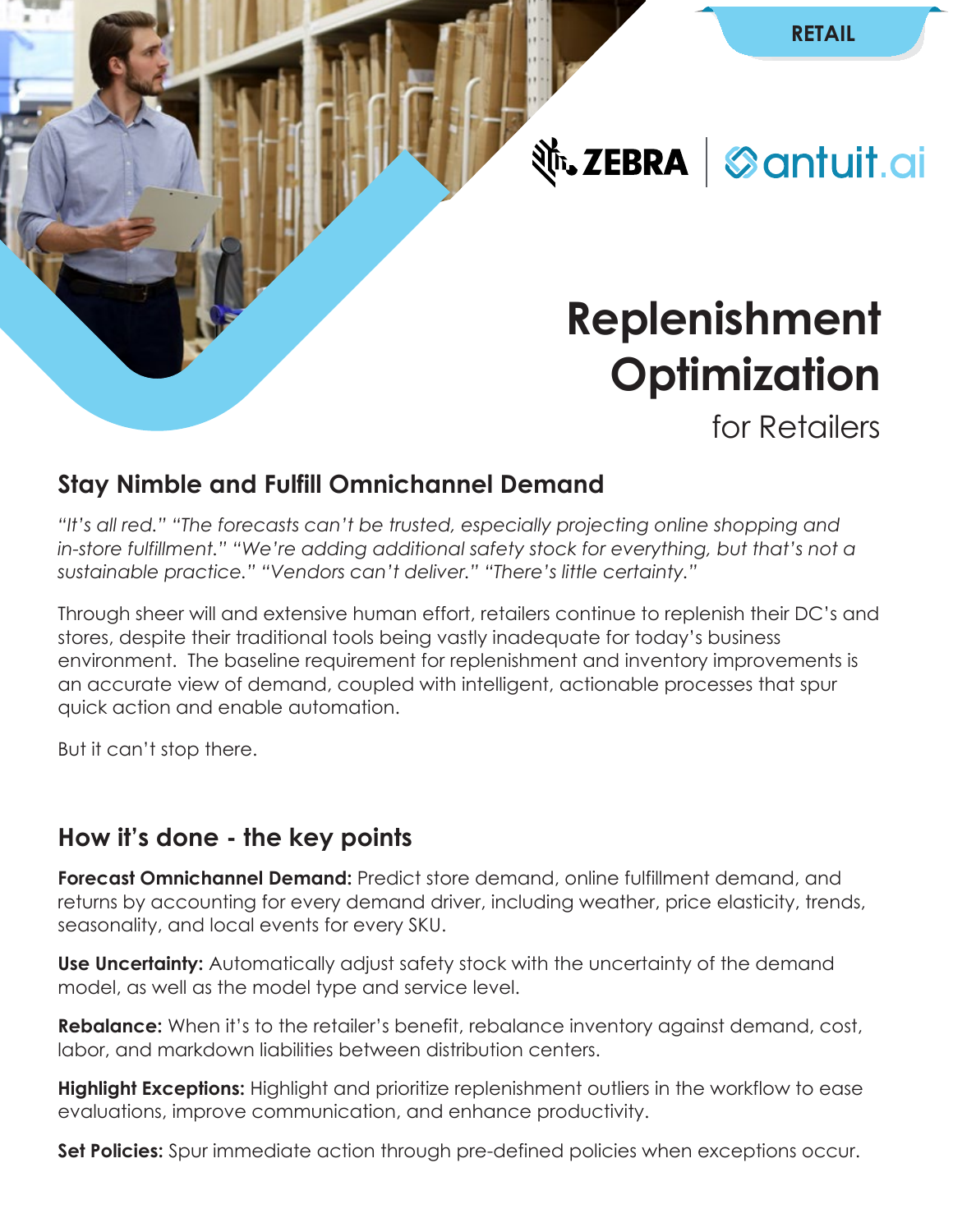RETAIL

ZEBRA | antuit.ai

# Replenishment Optimization

for Retailers

## Stay Nimble and Fulfill Omnichannel Demand

*"It's all red." "The forecasts can't be trusted, especially projecting online shopping and in-store fulfillment." "We're adding additional safety stock for everything, but that's not a sustainable practice." "Vendors can't deliver." "There's little certainty."*

Through sheer will and extensive human effort, retailers continue to replenish their DC's and stores, despite their traditional tools being vastly inadequate for today's business environment. The baseline requirement for replenishment and inventory improvements is an accurate view of demand, coupled with intelligent, actionable processes that spur quick action and enable automation.

But it can't stop there.

## How it's done - the key points

**Forecast Omnichannel Demand:** Predict store demand, online fulfillment demand, and returns by accounting for every demand driver, including weather, price elasticity, trends, seasonality, and local events for every SKU.

**Use Uncertainty:** Automatically adjust safety stock with the uncertainty of the demand model, as well as the model type and service level.

**Rebalance:** When it's to the retailer's benefit, rebalance inventory against demand, cost, labor, and markdown liabilities between distribution centers.

**Highlight Exceptions:** Highlight and prioritize replenishment outliers in the workflow to ease evaluations, improve communication, and enhance productivity.

**Set Policies:** Spur immediate action through pre-defined policies when exceptions occur.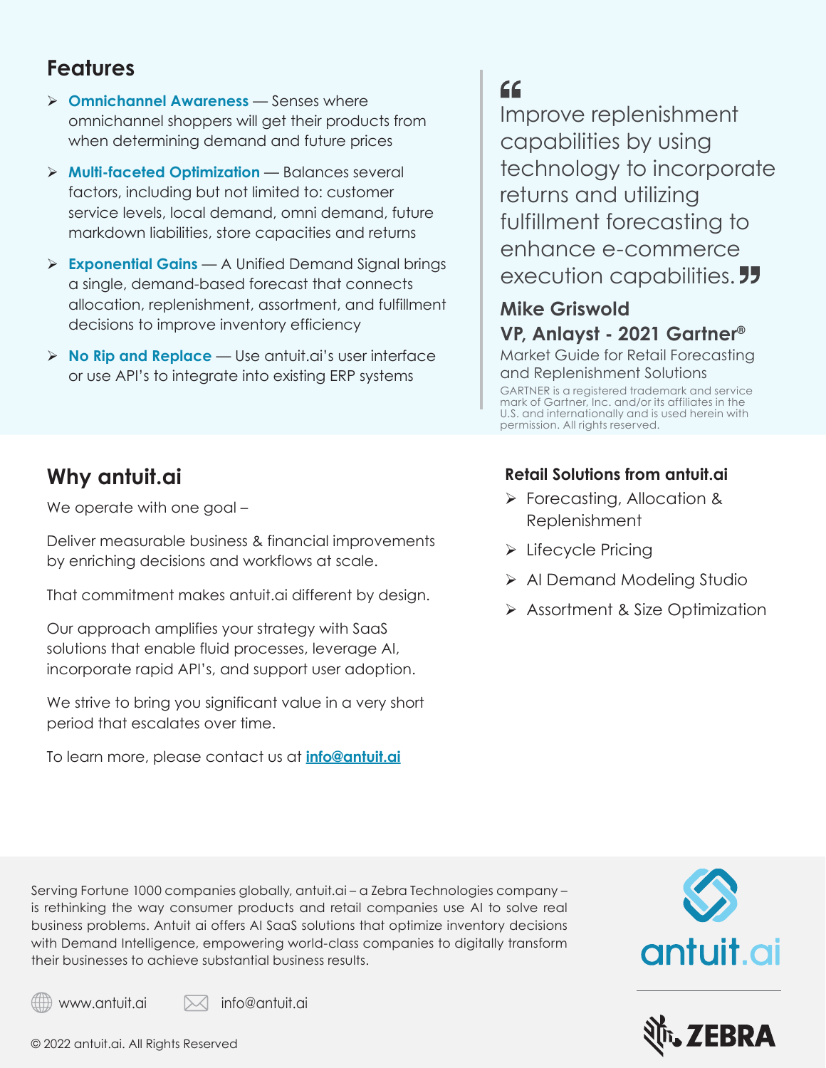## Features

- **Omnichannel Awareness** — Senses where omnichannel shoppers will get their products from when determining demand and future prices
- **Multi-faceted Optimization** — Balances several factors, including but not limited to: customer service levels, local demand, omni demand, future markdown liabilities, store capacities and returns
- **Exponential Gains** — A Unified Demand Signal brings a single, demand-based forecast that connects allocation, replenishment, assortment, and fulfillment decisions to improve inventory efficiency
- **No Rip and Replace** — Use antuit.ai's user interface or use API's to integrate into existing ERP systems

> "Improve replenishment capabilities by using technology to incorporate returns and utilizing fulfillment forecasting to enhance e-commerce execution capabilities."

**Mike Griswold**
**VP, Anlayst - 2021 Gartner®**
Market Guide for Retail Forecasting and Replenishment Solutions

GARTNER is a registered trademark and service mark of Gartner, Inc. and/or its affiliates in the U.S. and internationally and is used herein with permission. All rights reserved.

## Why antuit.ai

We operate with one goal –

Deliver measurable business & financial improvements by enriching decisions and workflows at scale.

That commitment makes antuit.ai different by design.

Our approach amplifies your strategy with SaaS solutions that enable fluid processes, leverage AI, incorporate rapid API's, and support user adoption.

We strive to bring you significant value in a very short period that escalates over time.

To learn more, please contact us at **info@antuit.ai**

### Retail Solutions from antuit.ai

- Forecasting, Allocation & Replenishment
- Lifecycle Pricing
- AI Demand Modeling Studio
- Assortment & Size Optimization

Serving Fortune 1000 companies globally, antuit.ai – a Zebra Technologies company – is rethinking the way consumer products and retail companies use AI to solve real business problems. Antuit ai offers AI SaaS solutions that optimize inventory decisions with Demand Intelligence, empowering world-class companies to digitally transform their businesses to achieve substantial business results.

www.antuit.ai info@antuit.ai

© 2022 antuit.ai. All Rights Reserved